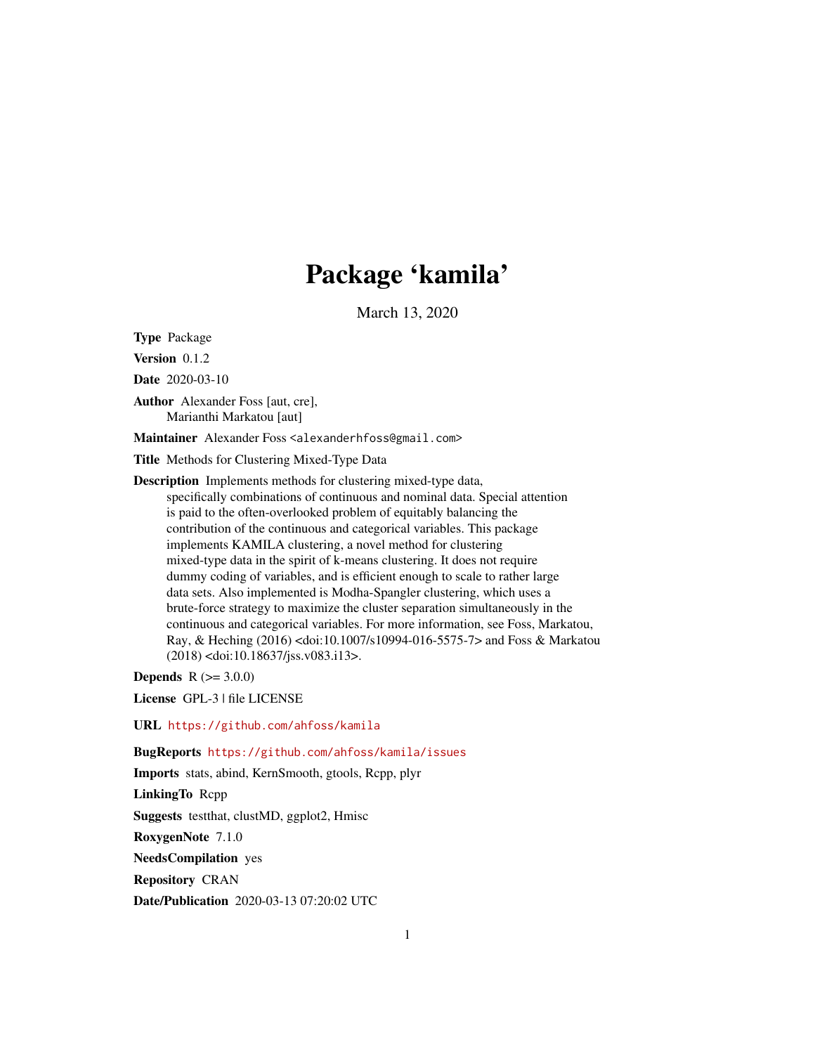# Package 'kamila'

March 13, 2020

**Type** Package

**Version** 0.1.2

**Date** 2020-03-10

**Author** Alexander Foss [aut, cre],
Marianthi Markatou [aut]

**Maintainer** Alexander Foss <alexanderhfoss@gmail.com>

**Title** Methods for Clustering Mixed-Type Data

**Description** Implements methods for clustering mixed-type data, specifically combinations of continuous and nominal data. Special attention is paid to the often-overlooked problem of equitably balancing the contribution of the continuous and categorical variables. This package implements KAMILA clustering, a novel method for clustering mixed-type data in the spirit of k-means clustering. It does not require dummy coding of variables, and is efficient enough to scale to rather large data sets. Also implemented is Modha-Spangler clustering, which uses a brute-force strategy to maximize the cluster separation simultaneously in the continuous and categorical variables. For more information, see Foss, Markatou, Ray, & Heching (2016) <doi:10.1007/s10994-016-5575-7> and Foss & Markatou (2018) <doi:10.18637/jss.v083.i13>.

**Depends** R (>= 3.0.0)

**License** GPL-3 | file LICENSE

**URL** https://github.com/ahfoss/kamila

**BugReports** https://github.com/ahfoss/kamila/issues

**Imports** stats, abind, KernSmooth, gtools, Rcpp, plyr

**LinkingTo** Rcpp

**Suggests** testthat, clustMD, ggplot2, Hmisc

**RoxygenNote** 7.1.0

**NeedsCompilation** yes

**Repository** CRAN

**Date/Publication** 2020-03-13 07:20:02 UTC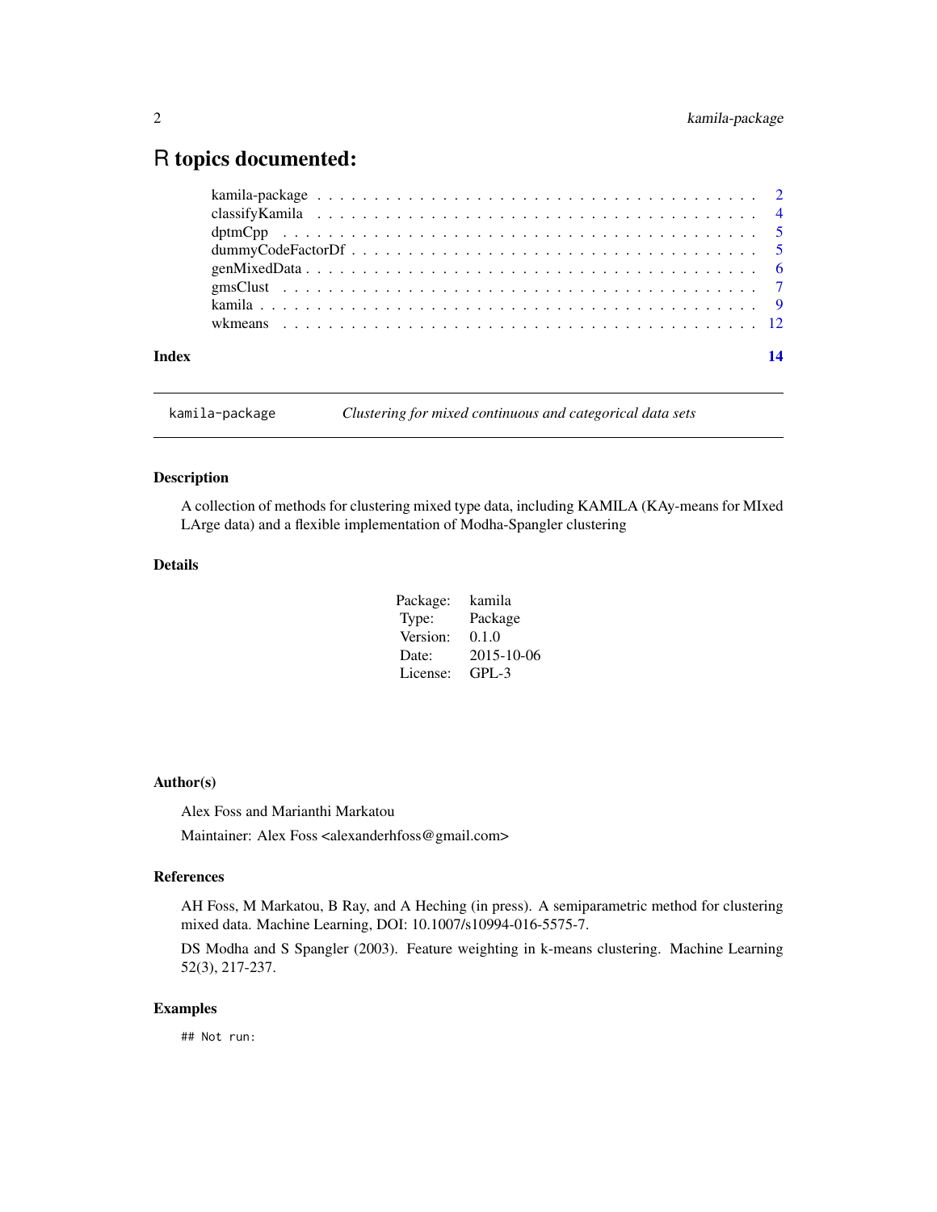# R topics documented:

| | |
|---|---|
| kamila-package | 2 |
| classifyKamila | 4 |
| dptmCpp | 5 |
| dummyCodeFactorDf | 5 |
| genMixedData | 6 |
| gmsClust | 7 |
| kamila | 9 |
| wkmeans | 12 |
| **Index** | **14** |

---

`kamila-package` *Clustering for mixed continuous and categorical data sets*

---

## Description

A collection of methods for clustering mixed type data, including KAMILA (KAy-means for MIxed LArge data) and a flexible implementation of Modha-Spangler clustering

## Details

| | |
|---|---|
| Package: | kamila |
| Type: | Package |
| Version: | 0.1.0 |
| Date: | 2015-10-06 |
| License: | GPL-3 |

## Author(s)

Alex Foss and Marianthi Markatou

Maintainer: Alex Foss <alexanderhfoss@gmail.com>

## References

AH Foss, M Markatou, B Ray, and A Heching (in press). A semiparametric method for clustering mixed data. Machine Learning, DOI: 10.1007/s10994-016-5575-7.

DS Modha and S Spangler (2003). Feature weighting in k-means clustering. Machine Learning 52(3), 217-237.

## Examples

```
## Not run:
```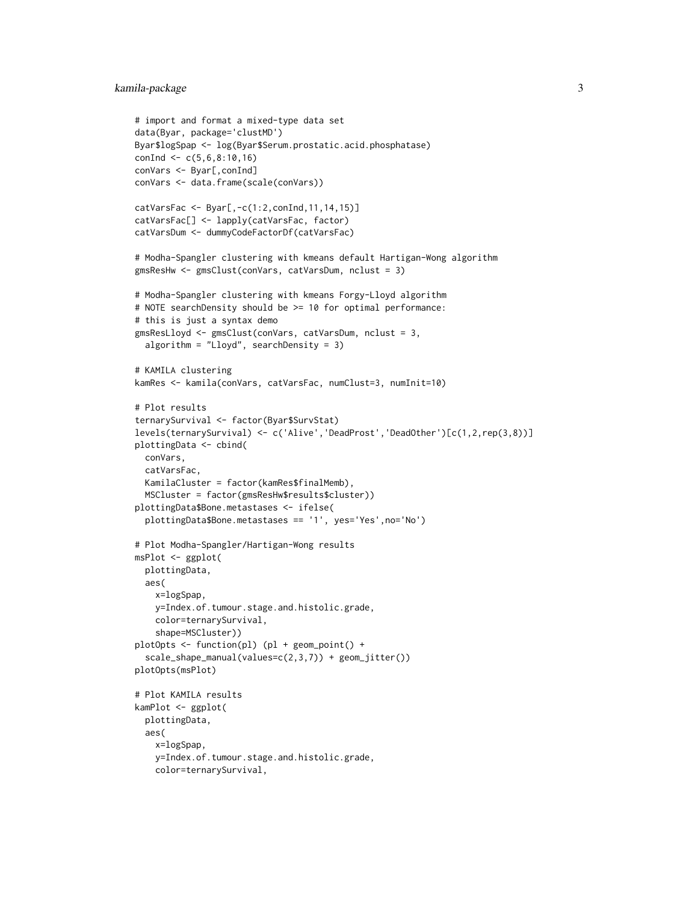```
# import and format a mixed-type data set
data(Byar, package='clustMD')
Byar$logSpap <- log(Byar$Serum.prostatic.acid.phosphatase)
conInd <- c(5,6,8:10,16)
conVars <- Byar[,conInd]
conVars <- data.frame(scale(conVars))

catVarsFac <- Byar[,-c(1:2,conInd,11,14,15)]
catVarsFac[] <- lapply(catVarsFac, factor)
catVarsDum <- dummyCodeFactorDf(catVarsFac)

# Modha-Spangler clustering with kmeans default Hartigan-Wong algorithm
gmsResHw <- gmsClust(conVars, catVarsDum, nclust = 3)

# Modha-Spangler clustering with kmeans Forgy-Lloyd algorithm
# NOTE searchDensity should be >= 10 for optimal performance:
# this is just a syntax demo
gmsResLloyd <- gmsClust(conVars, catVarsDum, nclust = 3,
  algorithm = "Lloyd", searchDensity = 3)

# KAMILA clustering
kamRes <- kamila(conVars, catVarsFac, numClust=3, numInit=10)

# Plot results
ternarySurvival <- factor(Byar$SurvStat)
levels(ternarySurvival) <- c('Alive','DeadProst','DeadOther')[c(1,2,rep(3,8))]
plottingData <- cbind(
  conVars,
  catVarsFac,
  KamilaCluster = factor(kamRes$finalMemb),
  MSCluster = factor(gmsResHw$results$cluster))
plottingData$Bone.metastases <- ifelse(
  plottingData$Bone.metastases == '1', yes='Yes',no='No')

# Plot Modha-Spangler/Hartigan-Wong results
msPlot <- ggplot(
  plottingData,
  aes(
    x=logSpap,
    y=Index.of.tumour.stage.and.histolic.grade,
    color=ternarySurvival,
    shape=MSCluster))
plotOpts <- function(pl) (pl + geom_point() +
  scale_shape_manual(values=c(2,3,7)) + geom_jitter())
plotOpts(msPlot)

# Plot KAMILA results
kamPlot <- ggplot(
  plottingData,
  aes(
    x=logSpap,
    y=Index.of.tumour.stage.and.histolic.grade,
    color=ternarySurvival,
```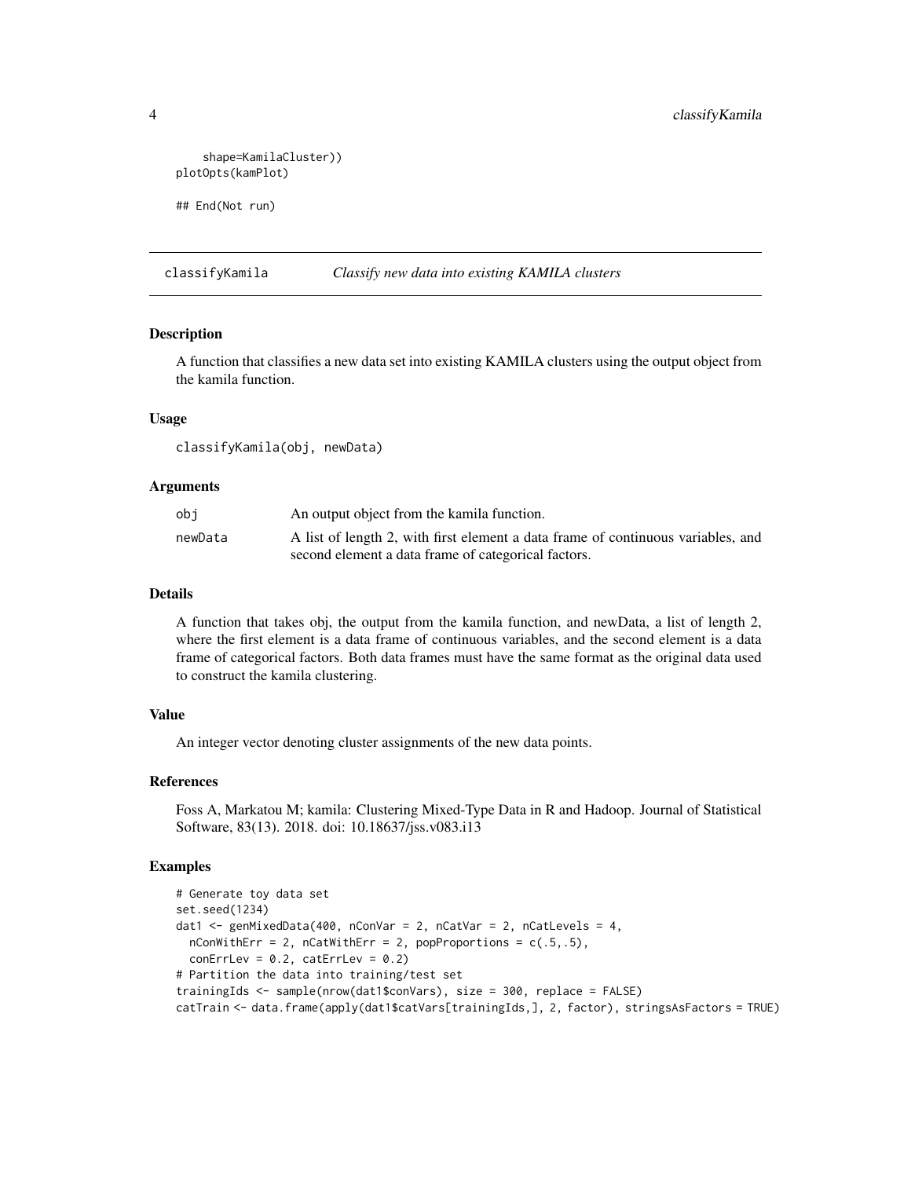```
    shape=KamilaCluster))
plotOpts(kamPlot)

## End(Not run)
```

## classifyKamila — *Classify new data into existing KAMILA clusters*

### Description

A function that classifies a new data set into existing KAMILA clusters using the output object from the kamila function.

### Usage

```
classifyKamila(obj, newData)
```

### Arguments

| | |
|---|---|
| obj | An output object from the kamila function. |
| newData | A list of length 2, with first element a data frame of continuous variables, and second element a data frame of categorical factors. |

### Details

A function that takes obj, the output from the kamila function, and newData, a list of length 2, where the first element is a data frame of continuous variables, and the second element is a data frame of categorical factors. Both data frames must have the same format as the original data used to construct the kamila clustering.

### Value

An integer vector denoting cluster assignments of the new data points.

### References

Foss A, Markatou M; kamila: Clustering Mixed-Type Data in R and Hadoop. Journal of Statistical Software, 83(13). 2018. doi: 10.18637/jss.v083.i13

### Examples

```
# Generate toy data set
set.seed(1234)
dat1 <- genMixedData(400, nConVar = 2, nCatVar = 2, nCatLevels = 4,
  nConWithErr = 2, nCatWithErr = 2, popProportions = c(.5,.5),
  conErrLev = 0.2, catErrLev = 0.2)
# Partition the data into training/test set
trainingIds <- sample(nrow(dat1$conVars), size = 300, replace = FALSE)
catTrain <- data.frame(apply(dat1$catVars[trainingIds,], 2, factor), stringsAsFactors = TRUE)
```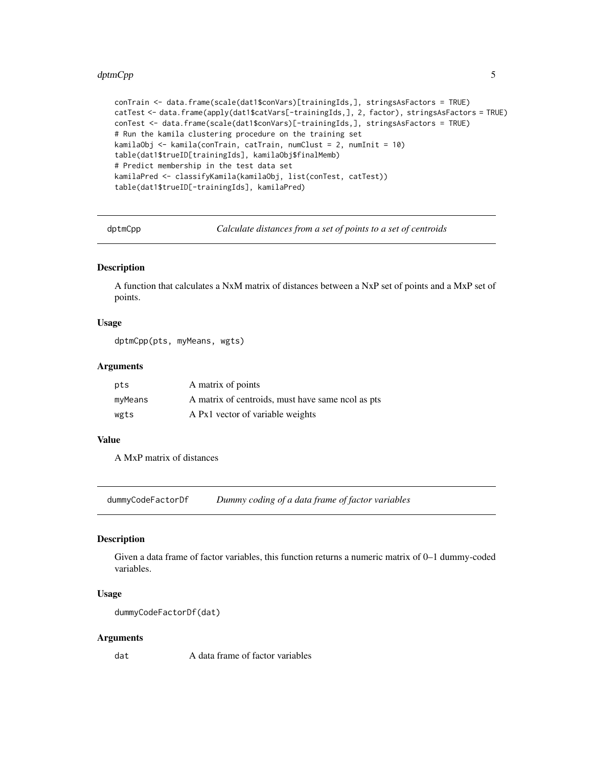```
conTrain <- data.frame(scale(dat1$conVars)[trainingIds,], stringsAsFactors = TRUE)
catTest <- data.frame(apply(dat1$catVars[-trainingIds,], 2, factor), stringsAsFactors = TRUE)
conTest <- data.frame(scale(dat1$conVars)[-trainingIds,], stringsAsFactors = TRUE)
# Run the kamila clustering procedure on the training set
kamilaObj <- kamila(conTrain, catTrain, numClust = 2, numInit = 10)
table(dat1$trueID[trainingIds], kamilaObj$finalMemb)
# Predict membership in the test data set
kamilaPred <- classifyKamila(kamilaObj, list(conTest, catTest))
table(dat1$trueID[-trainingIds], kamilaPred)
```

## dptmCpp — *Calculate distances from a set of points to a set of centroids*

### Description

A function that calculates a NxM matrix of distances between a NxP set of points and a MxP set of points.

### Usage

```
dptmCpp(pts, myMeans, wgts)
```

### Arguments

| | |
|---|---|
| `pts` | A matrix of points |
| `myMeans` | A matrix of centroids, must have same ncol as pts |
| `wgts` | A Px1 vector of variable weights |

### Value

A MxP matrix of distances

## dummyCodeFactorDf — *Dummy coding of a data frame of factor variables*

### Description

Given a data frame of factor variables, this function returns a numeric matrix of 0–1 dummy-coded variables.

### Usage

```
dummyCodeFactorDf(dat)
```

### Arguments

| | |
|---|---|
| `dat` | A data frame of factor variables |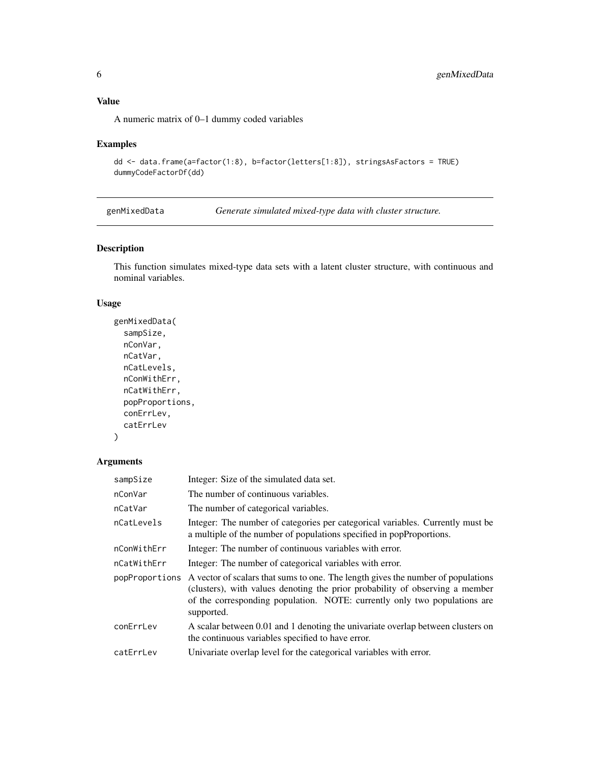## Value

A numeric matrix of 0–1 dummy coded variables

## Examples

```
dd <- data.frame(a=factor(1:8), b=factor(letters[1:8]), stringsAsFactors = TRUE)
dummyCodeFactorDf(dd)
```

---

# genMixedData — *Generate simulated mixed-type data with cluster structure.*

---

## Description

This function simulates mixed-type data sets with a latent cluster structure, with continuous and nominal variables.

## Usage

```
genMixedData(
  sampSize,
  nConVar,
  nCatVar,
  nCatLevels,
  nConWithErr,
  nCatWithErr,
  popProportions,
  conErrLev,
  catErrLev
)
```

## Arguments

| | |
|---|---|
| sampSize | Integer: Size of the simulated data set. |
| nConVar | The number of continuous variables. |
| nCatVar | The number of categorical variables. |
| nCatLevels | Integer: The number of categories per categorical variables. Currently must be a multiple of the number of populations specified in popProportions. |
| nConWithErr | Integer: The number of continuous variables with error. |
| nCatWithErr | Integer: The number of categorical variables with error. |
| popProportions | A vector of scalars that sums to one. The length gives the number of populations (clusters), with values denoting the prior probability of observing a member of the corresponding population. NOTE: currently only two populations are supported. |
| conErrLev | A scalar between 0.01 and 1 denoting the univariate overlap between clusters on the continuous variables specified to have error. |
| catErrLev | Univariate overlap level for the categorical variables with error. |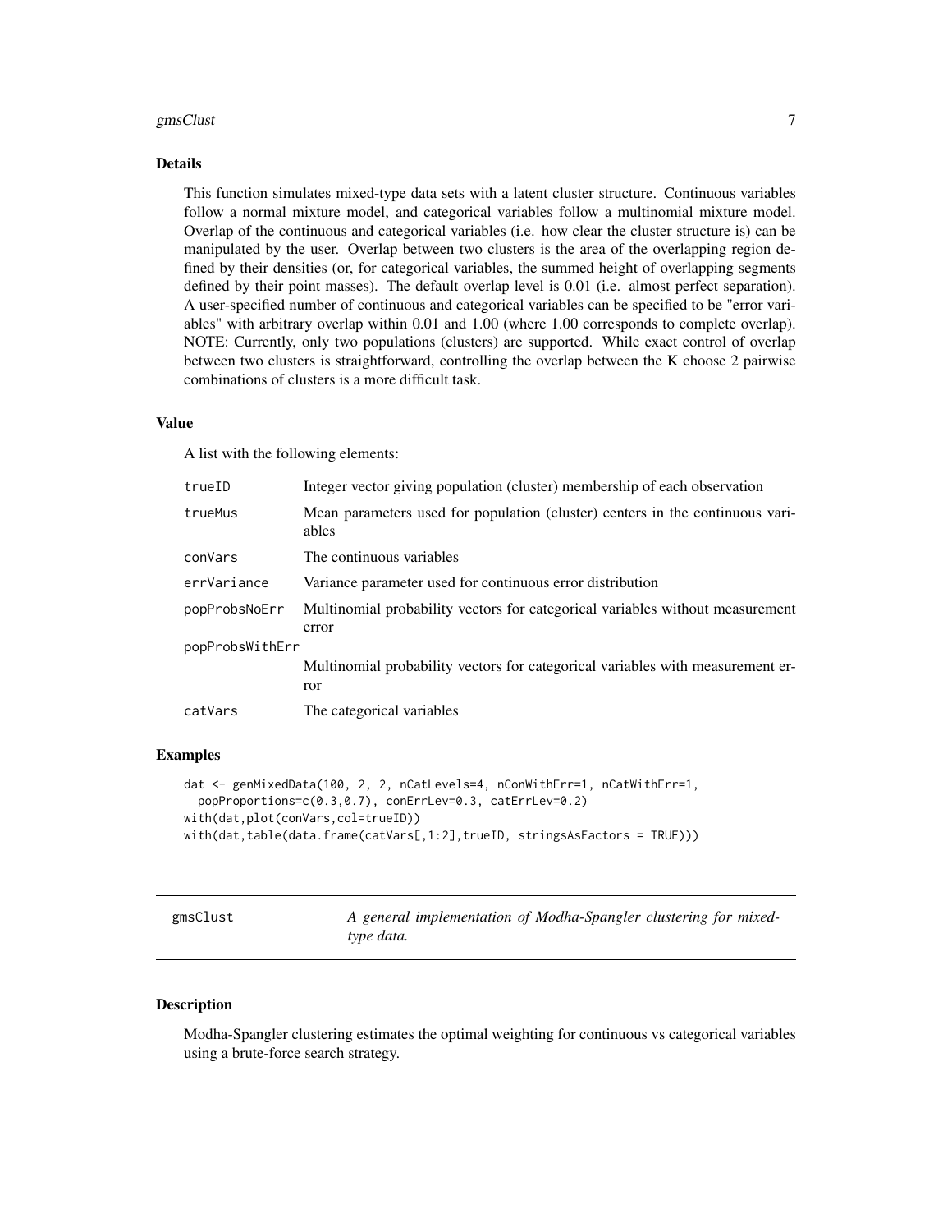### Details

This function simulates mixed-type data sets with a latent cluster structure. Continuous variables follow a normal mixture model, and categorical variables follow a multinomial mixture model. Overlap of the continuous and categorical variables (i.e. how clear the cluster structure is) can be manipulated by the user. Overlap between two clusters is the area of the overlapping region defined by their densities (or, for categorical variables, the summed height of overlapping segments defined by their point masses). The default overlap level is 0.01 (i.e. almost perfect separation). A user-specified number of continuous and categorical variables can be specified to be "error variables" with arbitrary overlap within 0.01 and 1.00 (where 1.00 corresponds to complete overlap). NOTE: Currently, only two populations (clusters) are supported. While exact control of overlap between two clusters is straightforward, controlling the overlap between the K choose 2 pairwise combinations of clusters is a more difficult task.

### Value

A list with the following elements:

| | |
|---|---|
| trueID | Integer vector giving population (cluster) membership of each observation |
| trueMus | Mean parameters used for population (cluster) centers in the continuous variables |
| conVars | The continuous variables |
| errVariance | Variance parameter used for continuous error distribution |
| popProbsNoErr | Multinomial probability vectors for categorical variables without measurement error |
| popProbsWithErr | Multinomial probability vectors for categorical variables with measurement error |
| catVars | The categorical variables |

### Examples

```
dat <- genMixedData(100, 2, 2, nCatLevels=4, nConWithErr=1, nCatWithErr=1,
  popProportions=c(0.3,0.7), conErrLev=0.3, catErrLev=0.2)
with(dat,plot(conVars,col=trueID))
with(dat,table(data.frame(catVars[,1:2],trueID, stringsAsFactors = TRUE)))
```

---

## gmsClust &nbsp;&nbsp;&nbsp; *A general implementation of Modha-Spangler clustering for mixed-type data.*

### Description

Modha-Spangler clustering estimates the optimal weighting for continuous vs categorical variables using a brute-force search strategy.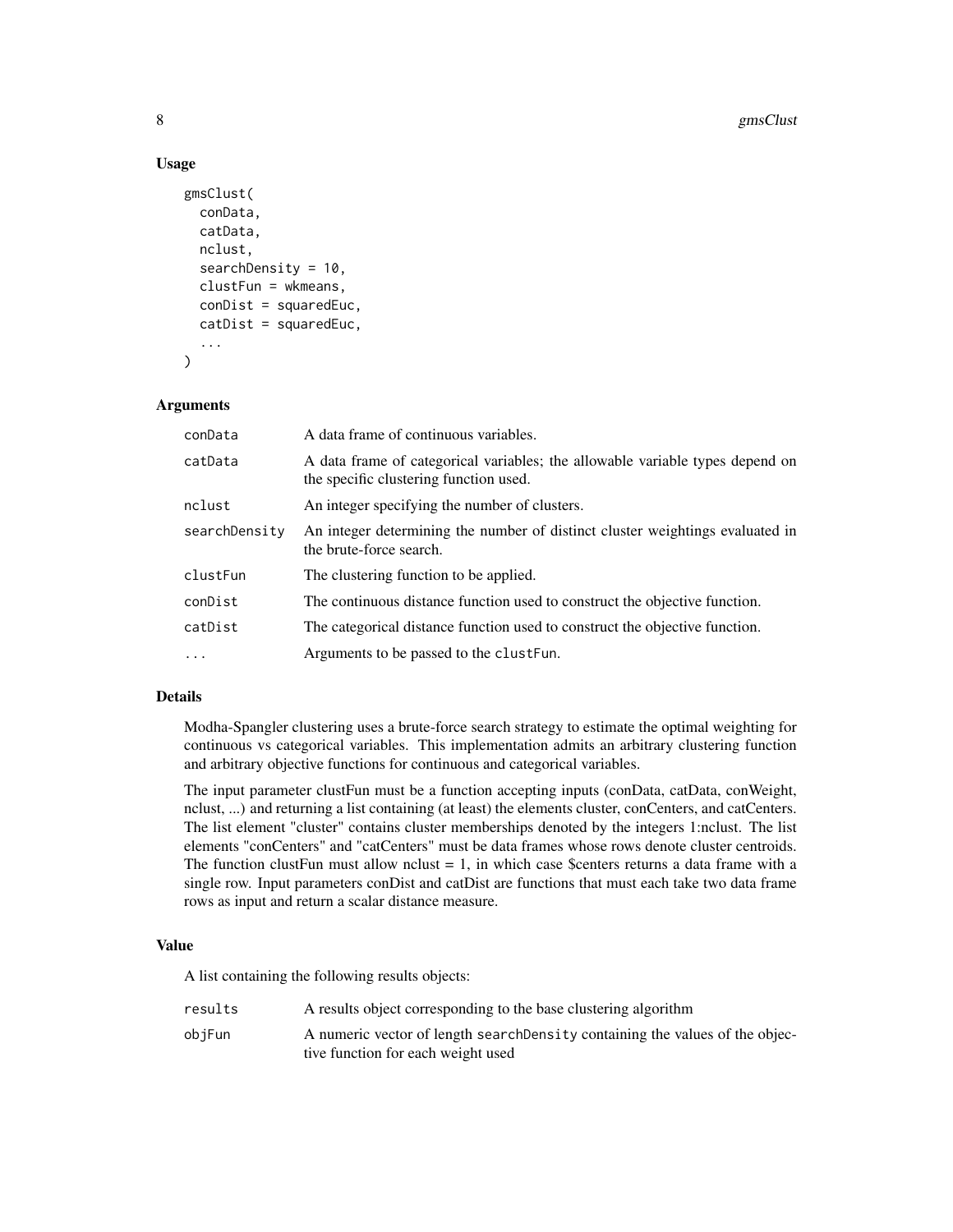## Usage

```
gmsClust(
  conData,
  catData,
  nclust,
  searchDensity = 10,
  clustFun = wkmeans,
  conDist = squaredEuc,
  catDist = squaredEuc,
  ...
)
```

## Arguments

| | |
|---|---|
| conData | A data frame of continuous variables. |
| catData | A data frame of categorical variables; the allowable variable types depend on the specific clustering function used. |
| nclust | An integer specifying the number of clusters. |
| searchDensity | An integer determining the number of distinct cluster weightings evaluated in the brute-force search. |
| clustFun | The clustering function to be applied. |
| conDist | The continuous distance function used to construct the objective function. |
| catDist | The categorical distance function used to construct the objective function. |
| ... | Arguments to be passed to the clustFun. |

## Details

Modha-Spangler clustering uses a brute-force search strategy to estimate the optimal weighting for continuous vs categorical variables. This implementation admits an arbitrary clustering function and arbitrary objective functions for continuous and categorical variables.

The input parameter clustFun must be a function accepting inputs (conData, catData, conWeight, nclust, ...) and returning a list containing (at least) the elements cluster, conCenters, and catCenters. The list element "cluster" contains cluster memberships denoted by the integers 1:nclust. The list elements "conCenters" and "catCenters" must be data frames whose rows denote cluster centroids. The function clustFun must allow nclust = 1, in which case $centers returns a data frame with a single row. Input parameters conDist and catDist are functions that must each take two data frame rows as input and return a scalar distance measure.

## Value

A list containing the following results objects:

| | |
|---|---|
| results | A results object corresponding to the base clustering algorithm |
| objFun | A numeric vector of length searchDensity containing the values of the objective function for each weight used |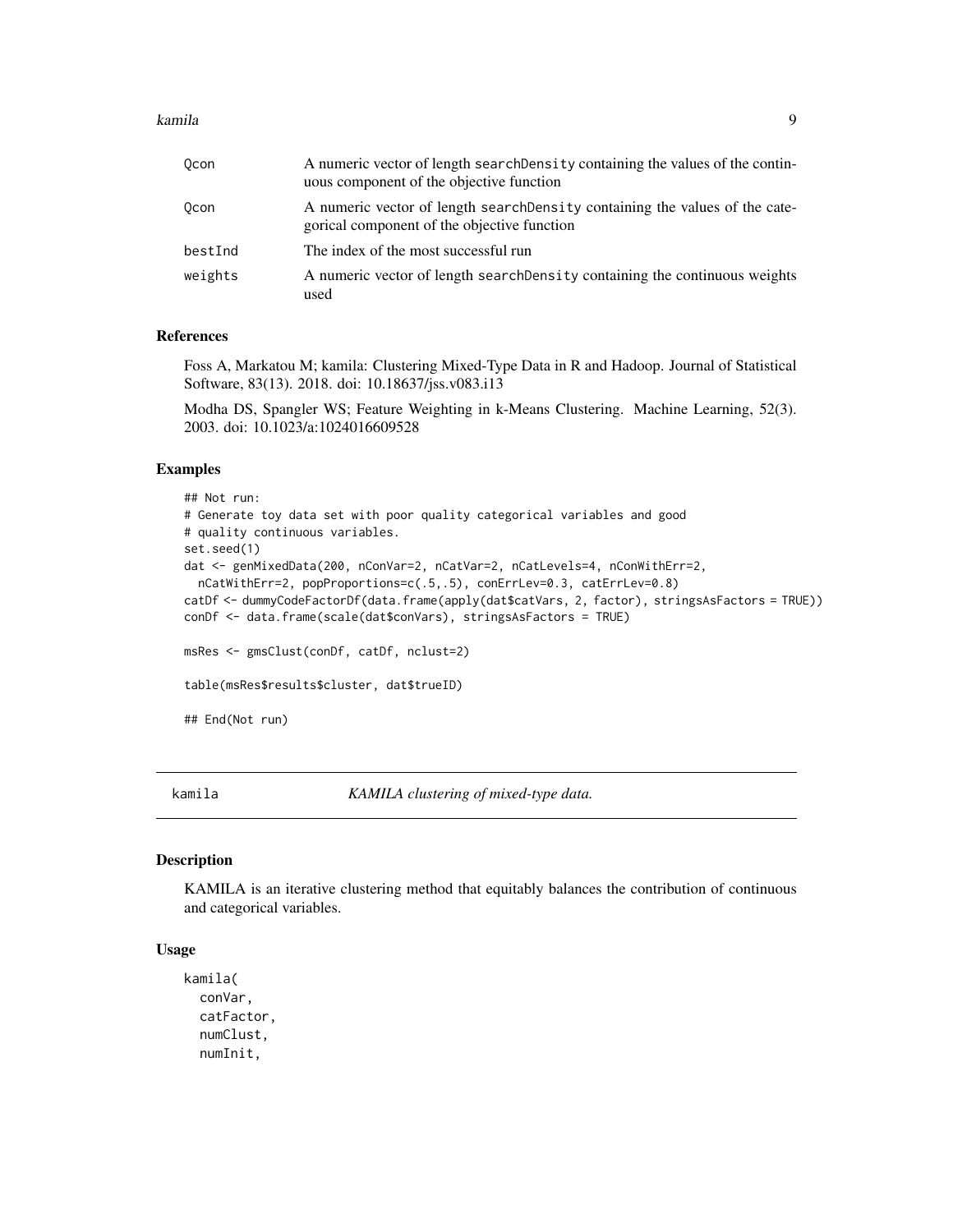| | |
|---|---|
| Qcon | A numeric vector of length searchDensity containing the values of the continuous component of the objective function |
| Qcon | A numeric vector of length searchDensity containing the values of the categorical component of the objective function |
| bestInd | The index of the most successful run |
| weights | A numeric vector of length searchDensity containing the continuous weights used |

### References

Foss A, Markatou M; kamila: Clustering Mixed-Type Data in R and Hadoop. Journal of Statistical Software, 83(13). 2018. doi: 10.18637/jss.v083.i13

Modha DS, Spangler WS; Feature Weighting in k-Means Clustering. Machine Learning, 52(3). 2003. doi: 10.1023/a:1024016609528

### Examples

```
## Not run:
# Generate toy data set with poor quality categorical variables and good
# quality continuous variables.
set.seed(1)
dat <- genMixedData(200, nConVar=2, nCatVar=2, nCatLevels=4, nConWithErr=2,
  nCatWithErr=2, popProportions=c(.5,.5), conErrLev=0.3, catErrLev=0.8)
catDf <- dummyCodeFactorDf(data.frame(apply(dat$catVars, 2, factor), stringsAsFactors = TRUE))
conDf <- data.frame(scale(dat$conVars), stringsAsFactors = TRUE)

msRes <- gmsClust(conDf, catDf, nclust=2)

table(msRes$results$cluster, dat$trueID)

## End(Not run)
```

---

## kamila — *KAMILA clustering of mixed-type data.*

### Description

KAMILA is an iterative clustering method that equitably balances the contribution of continuous and categorical variables.

### Usage

```
kamila(
  conVar,
  catFactor,
  numClust,
  numInit,
```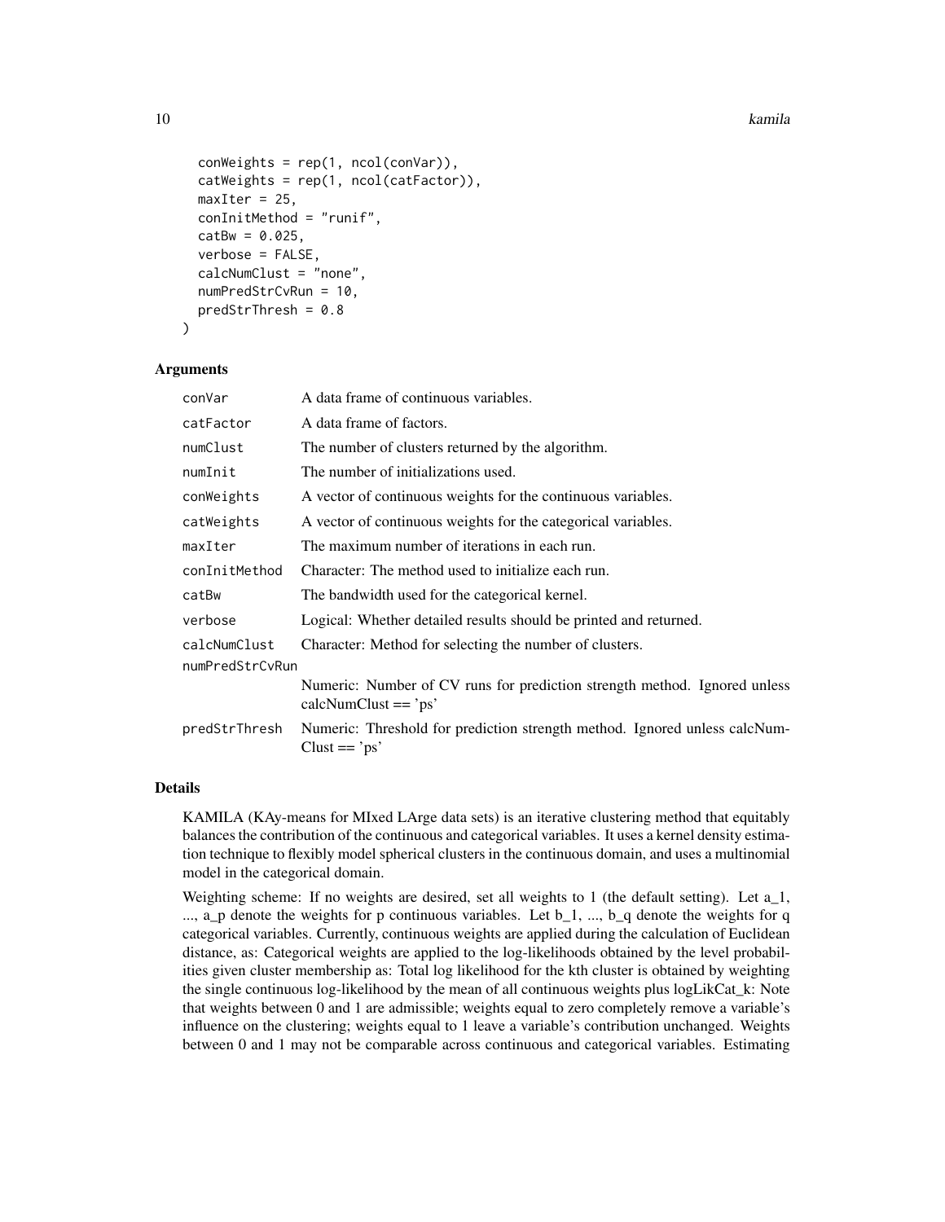```
  conWeights = rep(1, ncol(conVar)),
  catWeights = rep(1, ncol(catFactor)),
  maxIter = 25,
  conInitMethod = "runif",
  catBw = 0.025,
  verbose = FALSE,
  calcNumClust = "none",
  numPredStrCvRun = 10,
  predStrThresh = 0.8
)
```

### Arguments

| | |
|---|---|
| conVar | A data frame of continuous variables. |
| catFactor | A data frame of factors. |
| numClust | The number of clusters returned by the algorithm. |
| numInit | The number of initializations used. |
| conWeights | A vector of continuous weights for the continuous variables. |
| catWeights | A vector of continuous weights for the categorical variables. |
| maxIter | The maximum number of iterations in each run. |
| conInitMethod | Character: The method used to initialize each run. |
| catBw | The bandwidth used for the categorical kernel. |
| verbose | Logical: Whether detailed results should be printed and returned. |
| calcNumClust | Character: Method for selecting the number of clusters. |
| numPredStrCvRun | Numeric: Number of CV runs for prediction strength method. Ignored unless calcNumClust == 'ps' |
| predStrThresh | Numeric: Threshold for prediction strength method. Ignored unless calcNumClust == 'ps' |

### Details

KAMILA (KAy-means for MIxed LArge data sets) is an iterative clustering method that equitably balances the contribution of the continuous and categorical variables. It uses a kernel density estimation technique to flexibly model spherical clusters in the continuous domain, and uses a multinomial model in the categorical domain.

Weighting scheme: If no weights are desired, set all weights to 1 (the default setting). Let a_1, ..., a_p denote the weights for p continuous variables. Let b_1, ..., b_q denote the weights for q categorical variables. Currently, continuous weights are applied during the calculation of Euclidean distance, as: Categorical weights are applied to the log-likelihoods obtained by the level probabilities given cluster membership as: Total log likelihood for the kth cluster is obtained by weighting the single continuous log-likelihood by the mean of all continuous weights plus logLikCat_k: Note that weights between 0 and 1 are admissible; weights equal to zero completely remove a variable's influence on the clustering; weights equal to 1 leave a variable's contribution unchanged. Weights between 0 and 1 may not be comparable across continuous and categorical variables. Estimating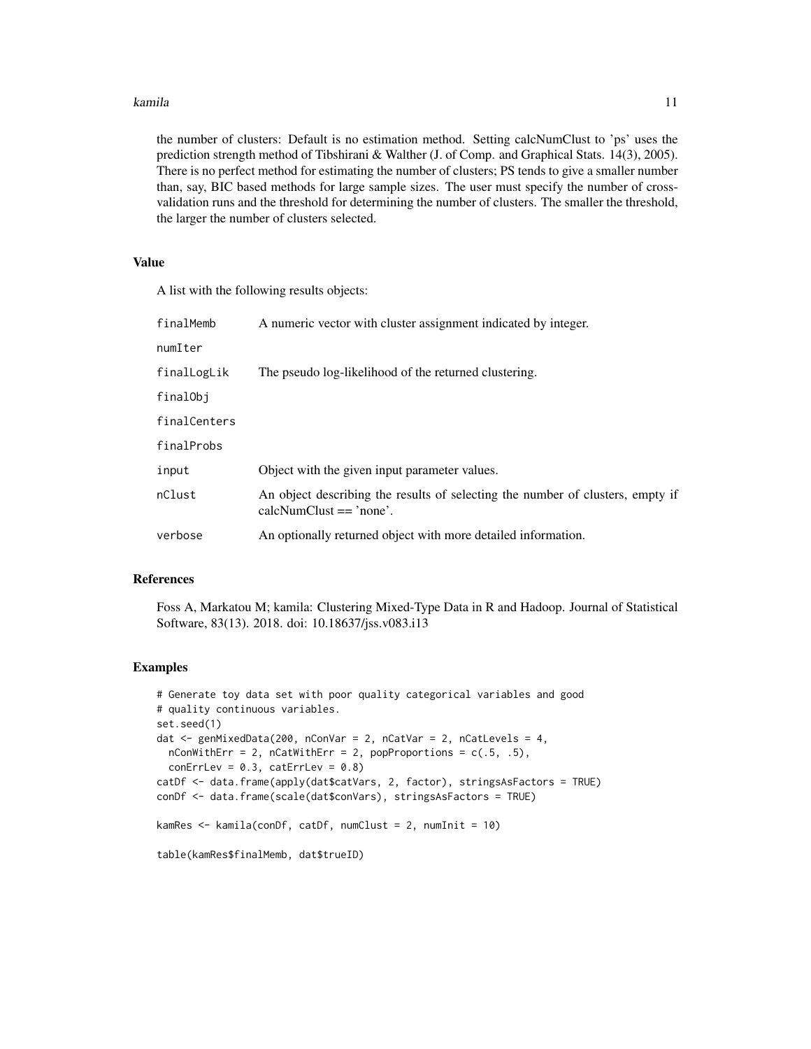the number of clusters: Default is no estimation method. Setting calcNumClust to 'ps' uses the prediction strength method of Tibshirani & Walther (J. of Comp. and Graphical Stats. 14(3), 2005). There is no perfect method for estimating the number of clusters; PS tends to give a smaller number than, say, BIC based methods for large sample sizes. The user must specify the number of cross-validation runs and the threshold for determining the number of clusters. The smaller the threshold, the larger the number of clusters selected.

## Value

A list with the following results objects:

| | |
|---|---|
| finalMemb | A numeric vector with cluster assignment indicated by integer. |
| numIter | |
| finalLogLik | The pseudo log-likelihood of the returned clustering. |
| finalObj | |
| finalCenters | |
| finalProbs | |
| input | Object with the given input parameter values. |
| nClust | An object describing the results of selecting the number of clusters, empty if calcNumClust == 'none'. |
| verbose | An optionally returned object with more detailed information. |

## References

Foss A, Markatou M; kamila: Clustering Mixed-Type Data in R and Hadoop. Journal of Statistical Software, 83(13). 2018. doi: 10.18637/jss.v083.i13

## Examples

```
# Generate toy data set with poor quality categorical variables and good
# quality continuous variables.
set.seed(1)
dat <- genMixedData(200, nConVar = 2, nCatVar = 2, nCatLevels = 4,
  nConWithErr = 2, nCatWithErr = 2, popProportions = c(.5, .5),
  conErrLev = 0.3, catErrLev = 0.8)
catDf <- data.frame(apply(dat$catVars, 2, factor), stringsAsFactors = TRUE)
conDf <- data.frame(scale(dat$conVars), stringsAsFactors = TRUE)

kamRes <- kamila(conDf, catDf, numClust = 2, numInit = 10)

table(kamRes$finalMemb, dat$trueID)
```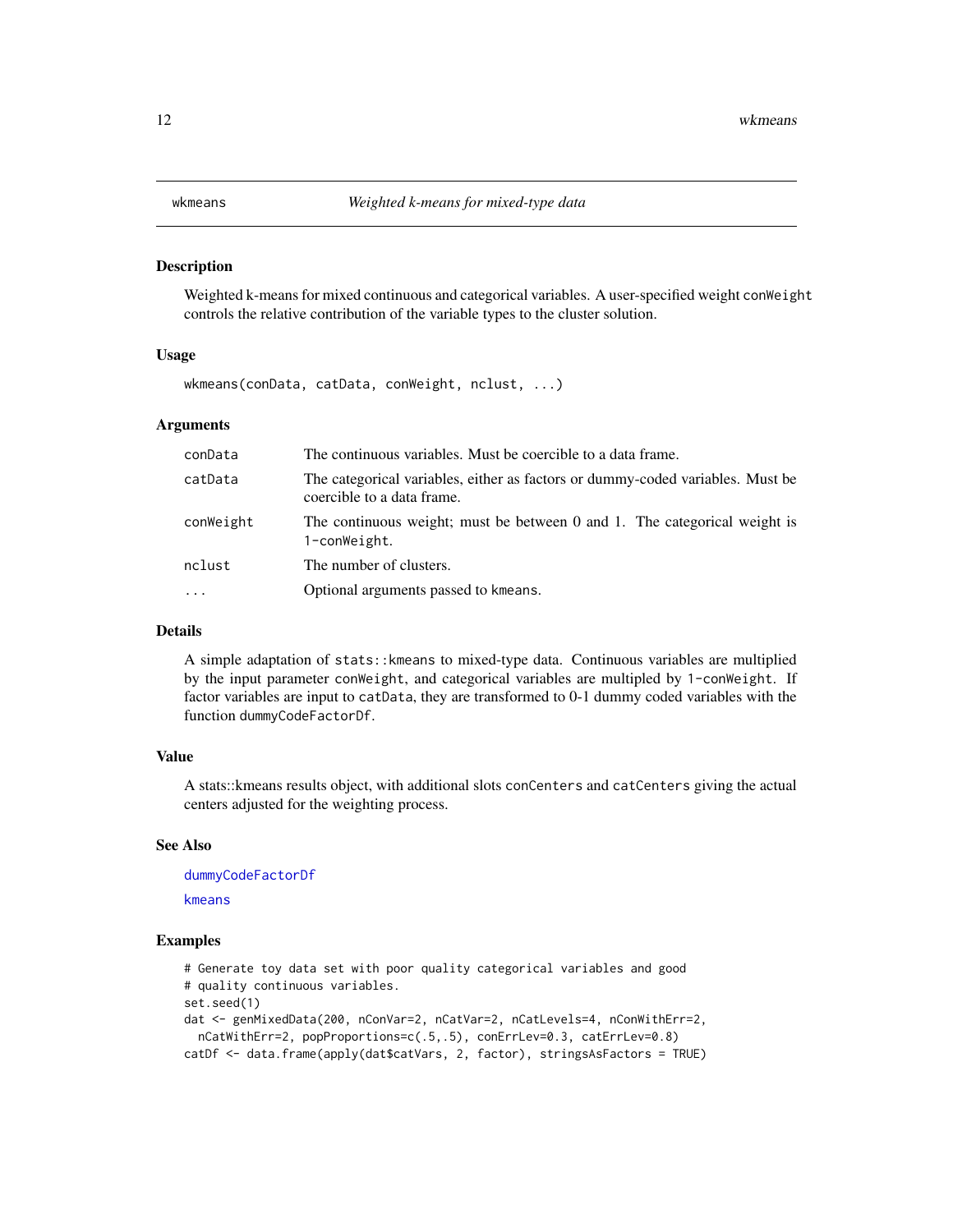## wkmeans — *Weighted k-means for mixed-type data*

### Description

Weighted k-means for mixed continuous and categorical variables. A user-specified weight `conWeight` controls the relative contribution of the variable types to the cluster solution.

### Usage

```
wkmeans(conData, catData, conWeight, nclust, ...)
```

### Arguments

| | |
|---|---|
| `conData` | The continuous variables. Must be coercible to a data frame. |
| `catData` | The categorical variables, either as factors or dummy-coded variables. Must be coercible to a data frame. |
| `conWeight` | The continuous weight; must be between 0 and 1. The categorical weight is `1-conWeight`. |
| `nclust` | The number of clusters. |
| `...` | Optional arguments passed to `kmeans`. |

### Details

A simple adaptation of `stats::kmeans` to mixed-type data. Continuous variables are multiplied by the input parameter `conWeight`, and categorical variables are multipled by `1-conWeight`. If factor variables are input to `catData`, they are transformed to 0-1 dummy coded variables with the function `dummyCodeFactorDf`.

### Value

A stats::kmeans results object, with additional slots `conCenters` and `catCenters` giving the actual centers adjusted for the weighting process.

### See Also

dummyCodeFactorDf

kmeans

### Examples

```
# Generate toy data set with poor quality categorical variables and good
# quality continuous variables.
set.seed(1)
dat <- genMixedData(200, nConVar=2, nCatVar=2, nCatLevels=4, nConWithErr=2,
  nCatWithErr=2, popProportions=c(.5,.5), conErrLev=0.3, catErrLev=0.8)
catDf <- data.frame(apply(dat$catVars, 2, factor), stringsAsFactors = TRUE)
```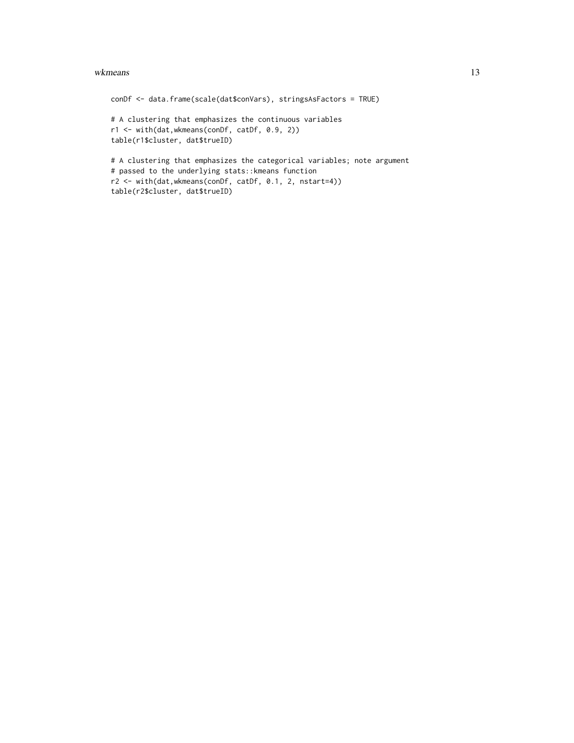```
conDf <- data.frame(scale(dat$conVars), stringsAsFactors = TRUE)

# A clustering that emphasizes the continuous variables
r1 <- with(dat,wkmeans(conDf, catDf, 0.9, 2))
table(r1$cluster, dat$trueID)

# A clustering that emphasizes the categorical variables; note argument
# passed to the underlying stats::kmeans function
r2 <- with(dat,wkmeans(conDf, catDf, 0.1, 2, nstart=4))
table(r2$cluster, dat$trueID)
```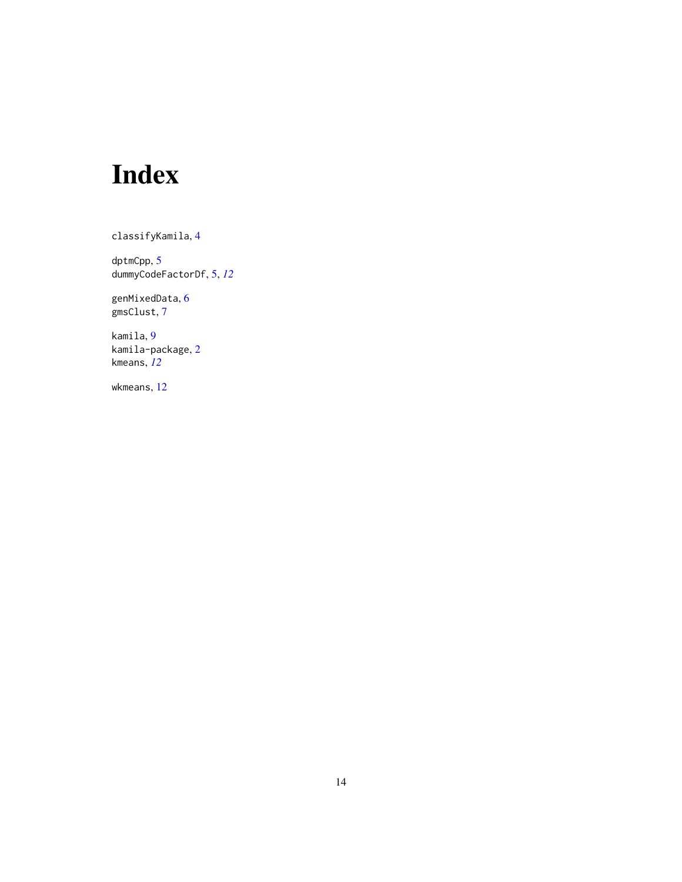# Index

classifyKamila, 4

dptmCpp, 5
dummyCodeFactorDf, 5, *12*

genMixedData, 6
gmsClust, 7

kamila, 9
kamila-package, 2
kmeans, *12*

wkmeans, 12